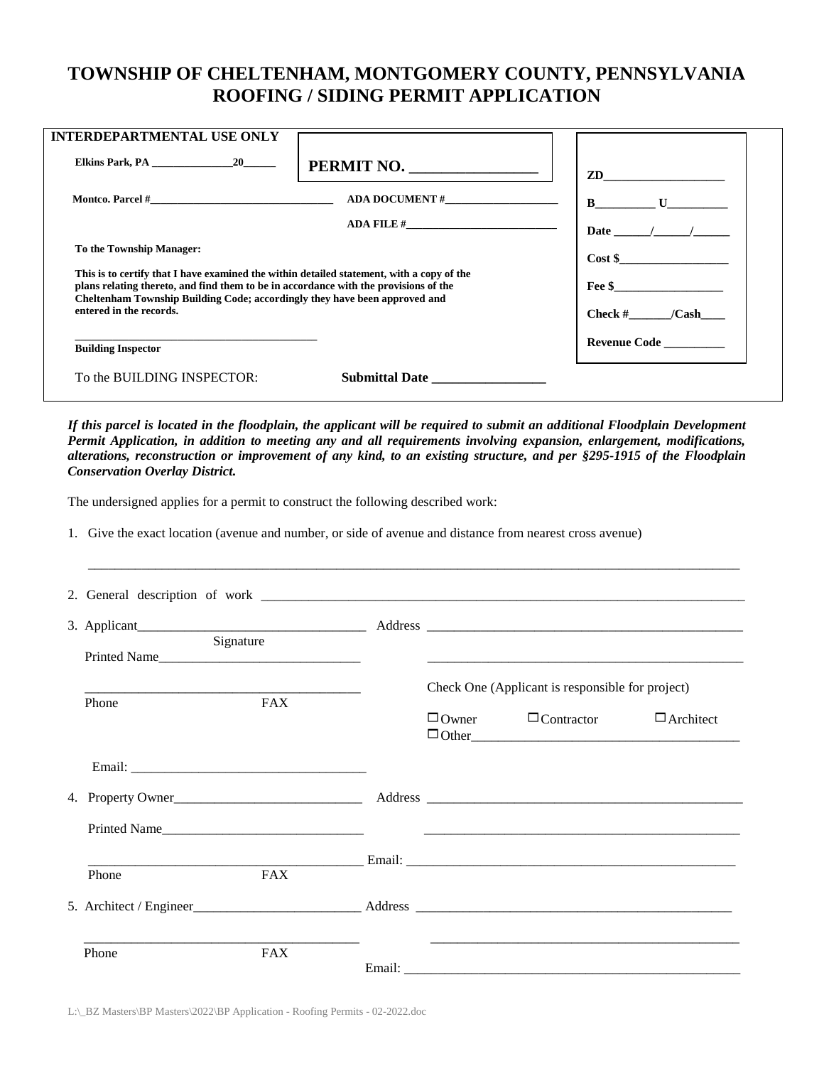# TOWNSHIP OF CHELTENHAM, MONTGOMERY COUNTY, PENNSYLVANIA
# ROOFING / SIDING PERMIT APPLICATION

**INTERDEPARTMENTAL USE ONLY**

**Elkins Park, PA ______________20______**

**PERMIT NO. ________________**

**Montco. Parcel #________________________________** **ADA DOCUMENT #____________________**

**ADA FILE #__________________________**

**To the Township Manager:**

**This is to certify that I have examined the within detailed statement, with a copy of the plans relating thereto, and find them to be in accordance with the provisions of the Cheltenham Township Building Code; accordingly they have been approved and entered in the records.**

**_______________________________________**
**Building Inspector**

To the BUILDING INSPECTOR: **Submittal Date ________________**

**ZD____________________**

**B__________ U__________**

**Date ______/______/______**

**Cost $__________________**

**Fee $__________________**

**Check #_______/Cash____**

**Revenue Code __________**

***If this parcel is located in the floodplain, the applicant will be required to submit an additional Floodplain Development Permit Application, in addition to meeting any and all requirements involving expansion, enlargement, modifications, alterations, reconstruction or improvement of any kind, to an existing structure, and per §295-1915 of the Floodplain Conservation Overlay District.***

The undersigned applies for a permit to construct the following described work:

1. Give the exact location (avenue and number, or side of avenue and distance from nearest cross avenue)

   ______________________________________________________________________________________

2. General description of work ____________________________________________________________________

3. Applicant_________________________________ Address _______________________________________________
   Signature
   Printed Name_____________________________ _______________________________________________

   ________________________________________
   Phone FAX

   Check One (Applicant is responsible for project)

   ☐ Owner ☐ Contractor ☐ Architect
   ☐ Other_______________________________________

   Email: __________________________________

4. Property Owner___________________________ Address _______________________________________________

   Printed Name_____________________________ _______________________________________________

   ________________________________________ Email: __________________________________________________
   Phone FAX

5. Architect / Engineer________________________ Address _______________________________________________

   ________________________________________ _______________________________________________
   Phone FAX
   Email: __________________________________________________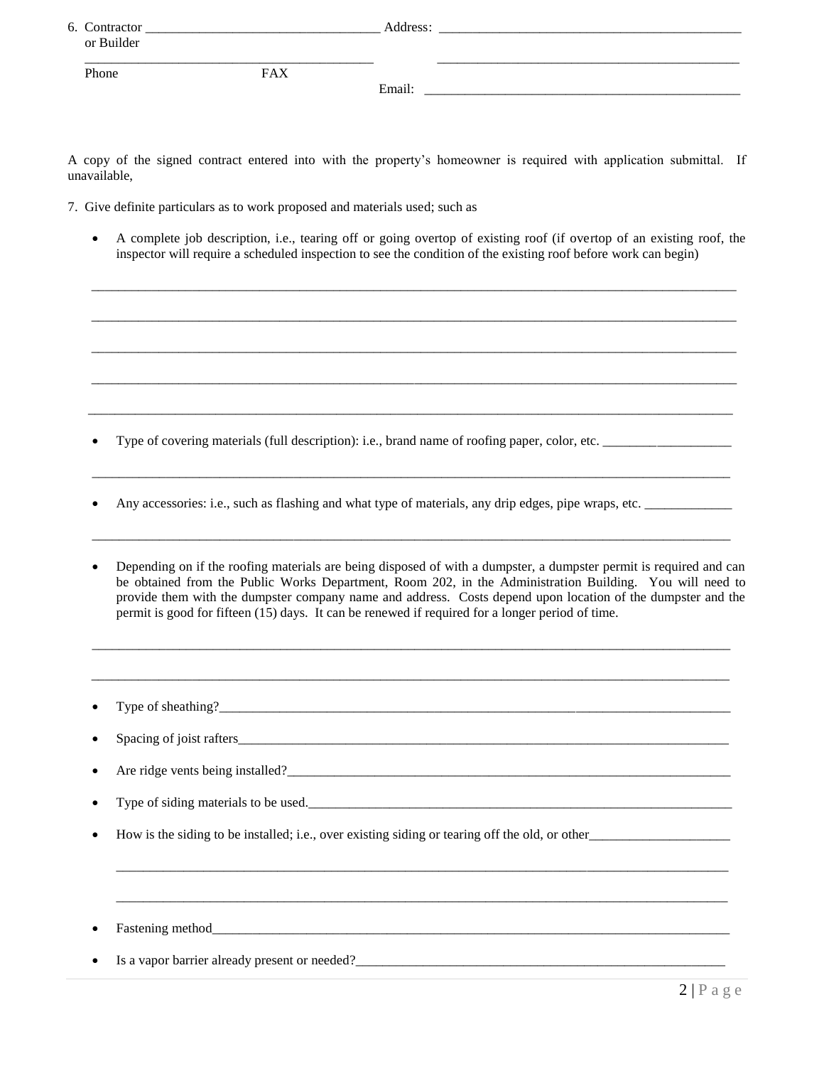6. Contractor or Builder ______________________________ Address: ______________________________

______________________________ ______________________________

Phone FAX

Email: ______________________________

A copy of the signed contract entered into with the property's homeowner is required with application submittal. If unavailable,

7. Give definite particulars as to work proposed and materials used; such as

   - A complete job description, i.e., tearing off or going overtop of existing roof (if overtop of an existing roof, the inspector will require a scheduled inspection to see the condition of the existing roof before work can begin)

   ______________________________

   ______________________________

   ______________________________

   ______________________________

   ______________________________

   - Type of covering materials (full description): i.e., brand name of roofing paper, color, etc. ______________________________

   ______________________________

   - Any accessories: i.e., such as flashing and what type of materials, any drip edges, pipe wraps, etc. ______________________________

   ______________________________

   - Depending on if the roofing materials are being disposed of with a dumpster, a dumpster permit is required and can be obtained from the Public Works Department, Room 202, in the Administration Building. You will need to provide them with the dumpster company name and address. Costs depend upon location of the dumpster and the permit is good for fifteen (15) days. It can be renewed if required for a longer period of time.

   ______________________________

   ______________________________

   - Type of sheathing?______________________________
   - Spacing of joist rafters______________________________
   - Are ridge vents being installed?______________________________
   - Type of siding materials to be used.______________________________
   - How is the siding to be installed; i.e., over existing siding or tearing off the old, or other______________________________

   ______________________________

   ______________________________

   - Fastening method______________________________
   - Is a vapor barrier already present or needed?______________________________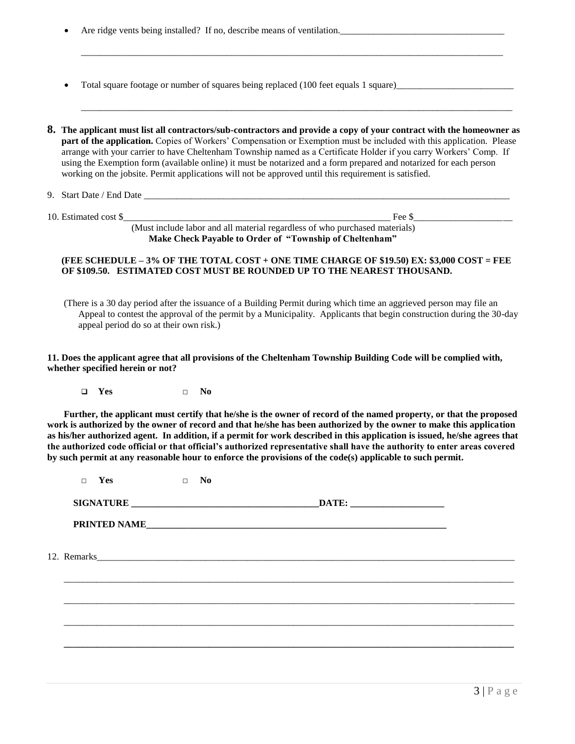- Are ridge vents being installed? If no, describe means of ventilation.___________________________________

  ___________________________________________________________________________________________

- Total square footage or number of squares being replaced (100 feet equals 1 square)_________________________

  ___________________________________________________________________________________________

**8. The applicant must list all contractors/sub-contractors and provide a copy of your contract with the homeowner as part of the application.** Copies of Workers' Compensation or Exemption must be included with this application. Please arrange with your carrier to have Cheltenham Township named as a Certificate Holder if you carry Workers' Comp. If using the Exemption form (available online) it must be notarized and a form prepared and notarized for each person working on the jobsite. Permit applications will not be approved until this requirement is satisfied.

9. Start Date / End Date ___________________________________________________________________________

10. Estimated cost $_________________________________________________________ Fee $_____________________

(Must include labor and all material regardless of who purchased materials)

**Make Check Payable to Order of "Township of Cheltenham"**

**(FEE SCHEDULE – 3% OF THE TOTAL COST + ONE TIME CHARGE OF $19.50) EX: $3,000 COST = FEE OF $109.50. ESTIMATED COST MUST BE ROUNDED UP TO THE NEAREST THOUSAND.**

(There is a 30 day period after the issuance of a Building Permit during which time an aggrieved person may file an Appeal to contest the approval of the permit by a Municipality. Applicants that begin construction during the 30-day appeal period do so at their own risk.)

**11. Does the applicant agree that all provisions of the Cheltenham Township Building Code will be complied with, whether specified herein or not?**

☐ **Yes** ☐ **No**

**Further, the applicant must certify that he/she is the owner of record of the named property, or that the proposed work is authorized by the owner of record and that he/she has been authorized by the owner to make this application as his/her authorized agent. In addition, if a permit for work described in this application is issued, he/she agrees that the authorized code official or that official's authorized representative shall have the authority to enter areas covered by such permit at any reasonable hour to enforce the provisions of the code(s) applicable to such permit.**

☐ **Yes** ☐ **No**

**SIGNATURE** ________________________________________**DATE:** ____________________

**PRINTED NAME**________________________________________________________________

12. Remarks______________________________________________________________________________________

___________________________________________________________________________________________

___________________________________________________________________________________________

___________________________________________________________________________________________

___________________________________________________________________________________________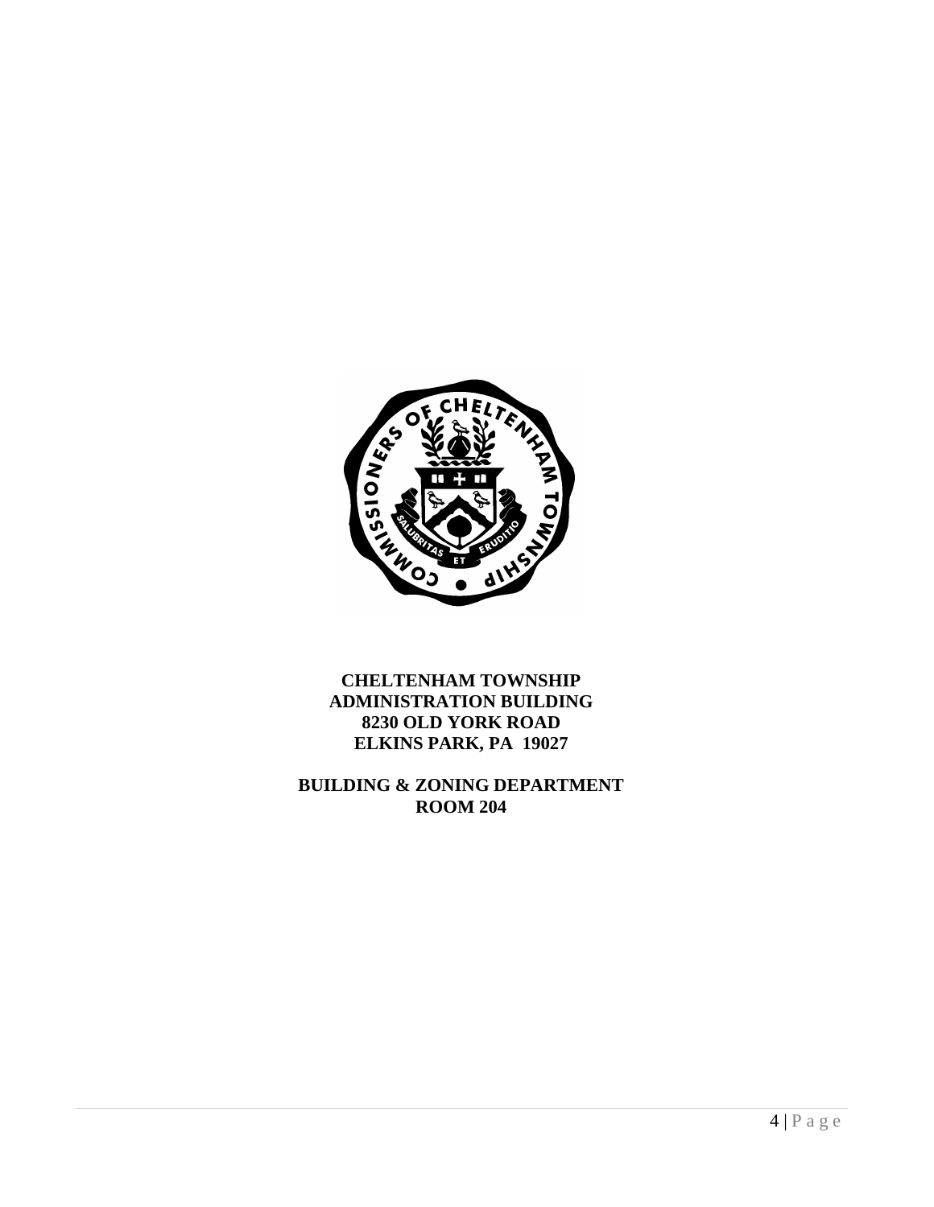**CHELTENHAM TOWNSHIP**
**ADMINISTRATION BUILDING**
**8230 OLD YORK ROAD**
**ELKINS PARK, PA 19027**

**BUILDING & ZONING DEPARTMENT**
**ROOM 204**